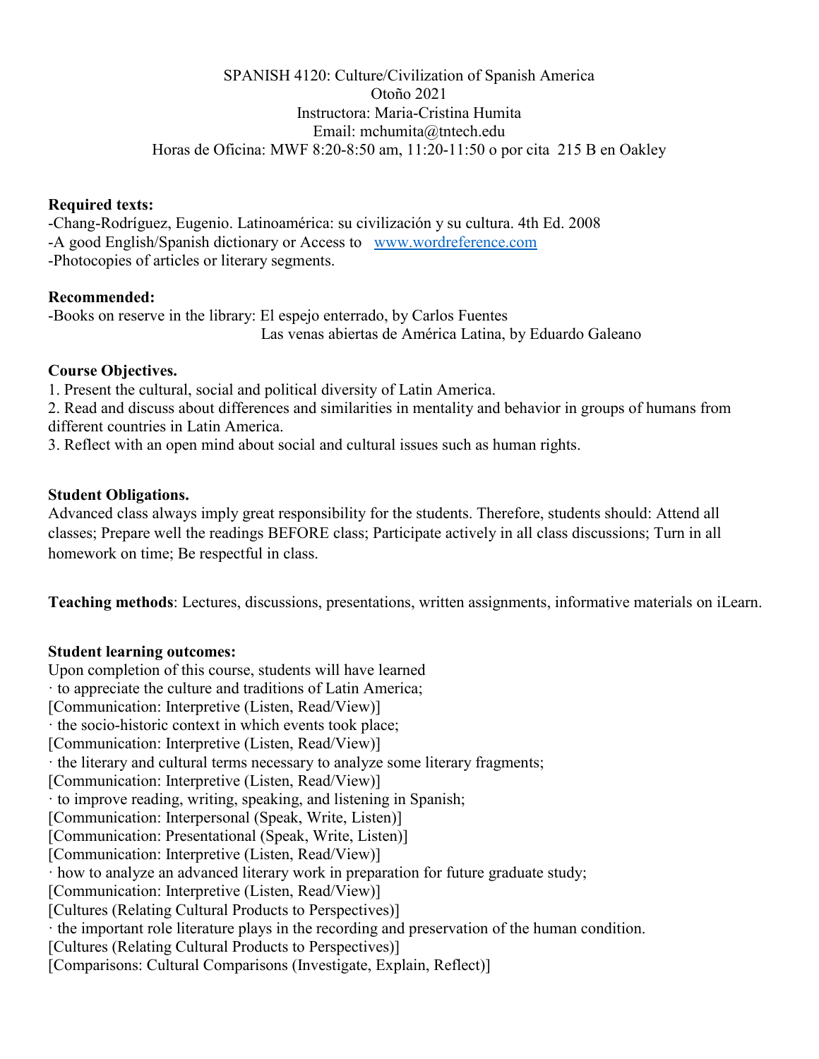SPANISH 4120: Culture/Civilization of Spanish America
Otoño 2021
Instructora: Maria-Cristina Humita
Email: mchumita@tntech.edu
Horas de Oficina: MWF 8:20-8:50 am, 11:20-11:50 o por cita 215 B en Oakley

**Required texts:**

-Chang-Rodríguez, Eugenio. Latinoamérica: su civilización y su cultura. 4th Ed. 2008
-A good English/Spanish dictionary or Access to www.wordreference.com
-Photocopies of articles or literary segments.

**Recommended:**

-Books on reserve in the library: El espejo enterrado, by Carlos Fuentes
Las venas abiertas de América Latina, by Eduardo Galeano

**Course Objectives.**

1. Present the cultural, social and political diversity of Latin America.
2. Read and discuss about differences and similarities in mentality and behavior in groups of humans from different countries in Latin America.
3. Reflect with an open mind about social and cultural issues such as human rights.

**Student Obligations.**

Advanced class always imply great responsibility for the students. Therefore, students should: Attend all classes; Prepare well the readings BEFORE class; Participate actively in all class discussions; Turn in all homework on time; Be respectful in class.

**Teaching methods**: Lectures, discussions, presentations, written assignments, informative materials on iLearn.

**Student learning outcomes:**

Upon completion of this course, students will have learned

· to appreciate the culture and traditions of Latin America;
[Communication: Interpretive (Listen, Read/View)]
· the socio-historic context in which events took place;
[Communication: Interpretive (Listen, Read/View)]
· the literary and cultural terms necessary to analyze some literary fragments;
[Communication: Interpretive (Listen, Read/View)]
· to improve reading, writing, speaking, and listening in Spanish;
[Communication: Interpersonal (Speak, Write, Listen)]
[Communication: Presentational (Speak, Write, Listen)]
[Communication: Interpretive (Listen, Read/View)]
· how to analyze an advanced literary work in preparation for future graduate study;
[Communication: Interpretive (Listen, Read/View)]
[Cultures (Relating Cultural Products to Perspectives)]
· the important role literature plays in the recording and preservation of the human condition.
[Cultures (Relating Cultural Products to Perspectives)]
[Comparisons: Cultural Comparisons (Investigate, Explain, Reflect)]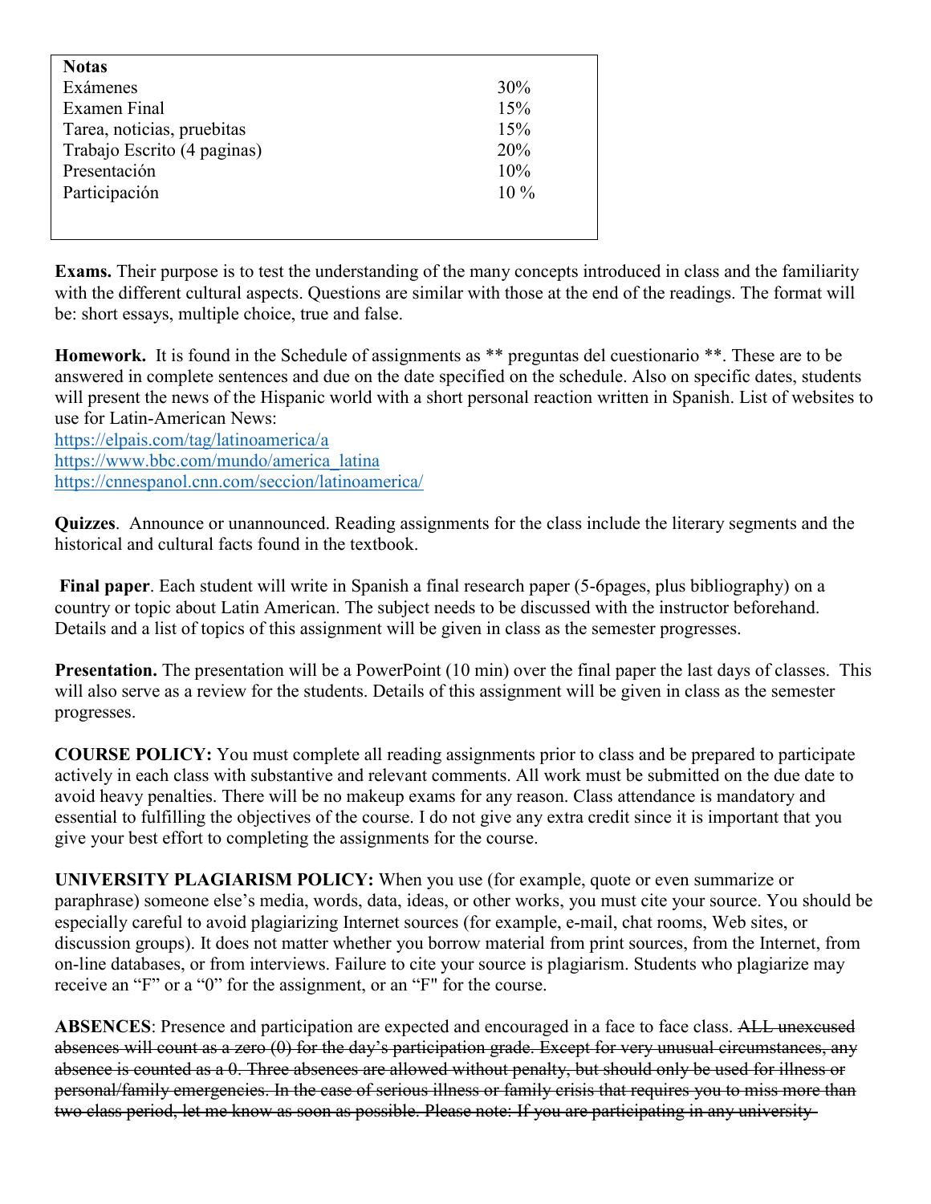| Notas | |
|---|---|
| Exámenes | 30% |
| Examen Final | 15% |
| Tarea, noticias, pruebitas | 15% |
| Trabajo Escrito (4 paginas) | 20% |
| Presentación | 10% |
| Participación | 10 % |

**Exams.** Their purpose is to test the understanding of the many concepts introduced in class and the familiarity with the different cultural aspects. Questions are similar with those at the end of the readings. The format will be: short essays, multiple choice, true and false.

**Homework.** It is found in the Schedule of assignments as ** preguntas del cuestionario **. These are to be answered in complete sentences and due on the date specified on the schedule. Also on specific dates, students will present the news of the Hispanic world with a short personal reaction written in Spanish. List of websites to use for Latin-American News:
https://elpais.com/tag/latinoamerica/a
https://www.bbc.com/mundo/america_latina
https://cnnespanol.cnn.com/seccion/latinoamerica/

**Quizzes**. Announce or unannounced. Reading assignments for the class include the literary segments and the historical and cultural facts found in the textbook.

**Final paper**. Each student will write in Spanish a final research paper (5-6pages, plus bibliography) on a country or topic about Latin American. The subject needs to be discussed with the instructor beforehand. Details and a list of topics of this assignment will be given in class as the semester progresses.

**Presentation.** The presentation will be a PowerPoint (10 min) over the final paper the last days of classes. This will also serve as a review for the students. Details of this assignment will be given in class as the semester progresses.

**COURSE POLICY:** You must complete all reading assignments prior to class and be prepared to participate actively in each class with substantive and relevant comments. All work must be submitted on the due date to avoid heavy penalties. There will be no makeup exams for any reason. Class attendance is mandatory and essential to fulfilling the objectives of the course. I do not give any extra credit since it is important that you give your best effort to completing the assignments for the course.

**UNIVERSITY PLAGIARISM POLICY:** When you use (for example, quote or even summarize or paraphrase) someone else's media, words, data, ideas, or other works, you must cite your source. You should be especially careful to avoid plagiarizing Internet sources (for example, e-mail, chat rooms, Web sites, or discussion groups). It does not matter whether you borrow material from print sources, from the Internet, from on-line databases, or from interviews. Failure to cite your source is plagiarism. Students who plagiarize may receive an "F" or a "0" for the assignment, or an "F" for the course.

**ABSENCES**: Presence and participation are expected and encouraged in a face to face class. ~~ALL unexcused absences will count as a zero (0) for the day's participation grade. Except for very unusual circumstances, any absence is counted as a 0. Three absences are allowed without penalty, but should only be used for illness or personal/family emergencies. In the case of serious illness or family crisis that requires you to miss more than two class period, let me know as soon as possible. Please note: If you are participating in any university~~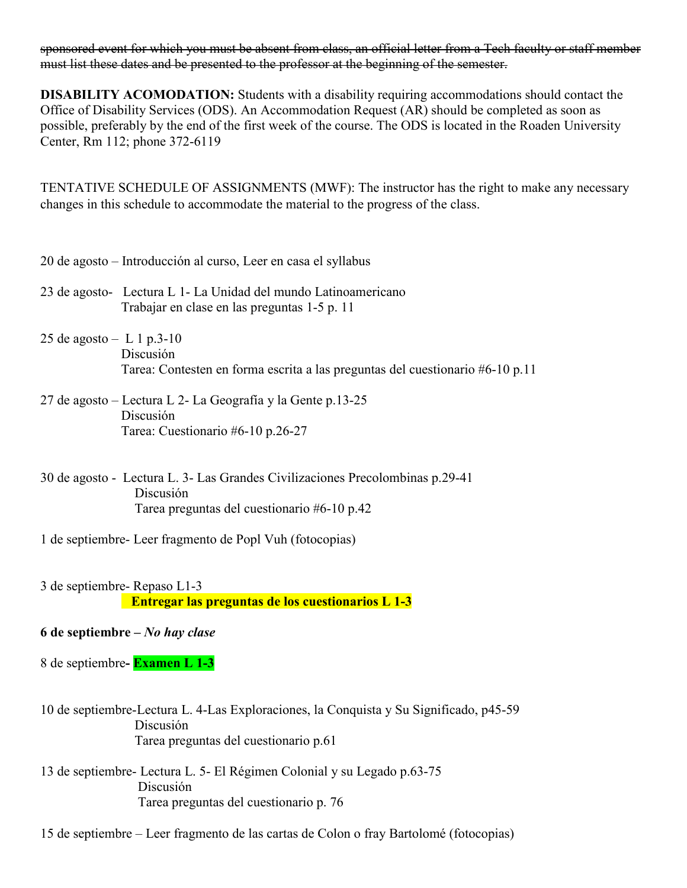~~sponsored event for which you must be absent from class, an official letter from a Tech faculty or staff member must list these dates and be presented to the professor at the beginning of the semester.~~

**DISABILITY ACOMODATION:** Students with a disability requiring accommodations should contact the Office of Disability Services (ODS). An Accommodation Request (AR) should be completed as soon as possible, preferably by the end of the first week of the course. The ODS is located in the Roaden University Center, Rm 112; phone 372-6119

TENTATIVE SCHEDULE OF ASSIGNMENTS (MWF): The instructor has the right to make any necessary changes in this schedule to accommodate the material to the progress of the class.

20 de agosto – Introducción al curso, Leer en casa el syllabus

23 de agosto- Lectura L 1- La Unidad del mundo Latinoamericano
Trabajar en clase en las preguntas 1-5 p. 11

25 de agosto – L 1 p.3-10
Discusión
Tarea: Contesten en forma escrita a las preguntas del cuestionario #6-10 p.11

27 de agosto – Lectura L 2- La Geografía y la Gente p.13-25
Discusión
Tarea: Cuestionario #6-10 p.26-27

30 de agosto - Lectura L. 3- Las Grandes Civilizaciones Precolombinas p.29-41
Discusión
Tarea preguntas del cuestionario #6-10 p.42

1 de septiembre- Leer fragmento de Popl Vuh (fotocopias)

3 de septiembre- Repaso L1-3
**Entregar las preguntas de los cuestionarios L 1-3**

**6 de septiembre –** ***No hay clase***

8 de septiembre**- Examen L 1-3**

10 de septiembre-Lectura L. 4-Las Exploraciones, la Conquista y Su Significado, p45-59
Discusión
Tarea preguntas del cuestionario p.61

13 de septiembre- Lectura L. 5- El Régimen Colonial y su Legado p.63-75
Discusión
Tarea preguntas del cuestionario p. 76

15 de septiembre – Leer fragmento de las cartas de Colon o fray Bartolomé (fotocopias)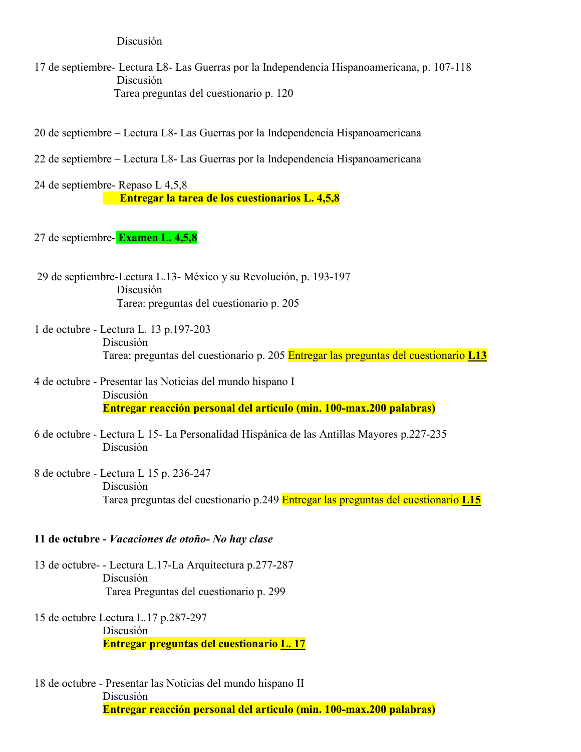Discusión

17 de septiembre- Lectura L8- Las Guerras por la Independencia Hispanoamericana, p. 107-118
Discusión
Tarea preguntas del cuestionario p. 120

20 de septiembre – Lectura L8- Las Guerras por la Independencia Hispanoamericana

22 de septiembre – Lectura L8- Las Guerras por la Independencia Hispanoamericana

24 de septiembre- Repaso L 4,5,8
**Entregar la tarea de los cuestionarios L. 4,5,8**

27 de septiembre- **Examen L. 4,5,8**

29 de septiembre-Lectura L.13- México y su Revolución, p. 193-197
Discusión
Tarea: preguntas del cuestionario p. 205

1 de octubre - Lectura L. 13 p.197-203
Discusión
Tarea: preguntas del cuestionario p. 205 Entregar las preguntas del cuestionario **L13**

4 de octubre - Presentar las Noticias del mundo hispano I
Discusión
**Entregar reacción personal del articulo (min. 100-max.200 palabras)**

6 de octubre - Lectura L 15- La Personalidad Hispánica de las Antillas Mayores p.227-235
Discusión

8 de octubre - Lectura L 15 p. 236-247
Discusión
Tarea preguntas del cuestionario p.249 Entregar las preguntas del cuestionario **L15**

**11 de octubre -** ***Vacaciones de otoño- No hay clase***

13 de octubre- - Lectura L.17-La Arquitectura p.277-287
Discusión
Tarea Preguntas del cuestionario p. 299

15 de octubre Lectura L.17 p.287-297
Discusión
**Entregar preguntas del cuestionario L. 17**

18 de octubre - Presentar las Noticias del mundo hispano II
Discusión
**Entregar reacción personal del articulo (min. 100-max.200 palabras)**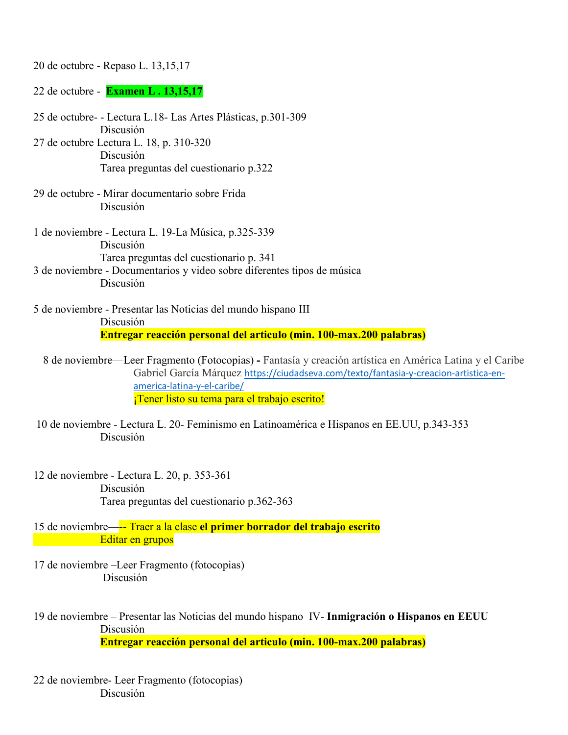20 de octubre - Repaso L. 13,15,17

22 de octubre - **Examen L . 13,15,17**

25 de octubre- - Lectura L.18- Las Artes Plásticas, p.301-309
Discusión

27 de octubre Lectura L. 18, p. 310-320
Discusión
Tarea preguntas del cuestionario p.322

29 de octubre - Mirar documentario sobre Frida
Discusión

1 de noviembre - Lectura L. 19-La Música, p.325-339
Discusión
Tarea preguntas del cuestionario p. 341

3 de noviembre - Documentarios y video sobre diferentes tipos de música
Discusión

5 de noviembre - Presentar las Noticias del mundo hispano III
Discusión
**Entregar reacción personal del articulo (min. 100-max.200 palabras)**

8 de noviembre—Leer Fragmento (Fotocopias) **-** Fantasía y creación artística en América Latina y el Caribe
Gabriel García Márquez https://ciudadseva.com/texto/fantasia-y-creacion-artistica-en-america-latina-y-el-caribe/
¡Tener listo su tema para el trabajo escrito!

10 de noviembre - Lectura L. 20- Feminismo en Latinoamérica e Hispanos en EE.UU, p.343-353
Discusión

12 de noviembre - Lectura L. 20, p. 353-361
Discusión
Tarea preguntas del cuestionario p.362-363

15 de noviembre—-- Traer a la clase **el primer borrador del trabajo escrito**
Editar en grupos

17 de noviembre –Leer Fragmento (fotocopias)
Discusión

19 de noviembre – Presentar las Noticias del mundo hispano IV- **Inmigración o Hispanos en EEUU**
Discusión
**Entregar reacción personal del articulo (min. 100-max.200 palabras)**

22 de noviembre- Leer Fragmento (fotocopias)
Discusión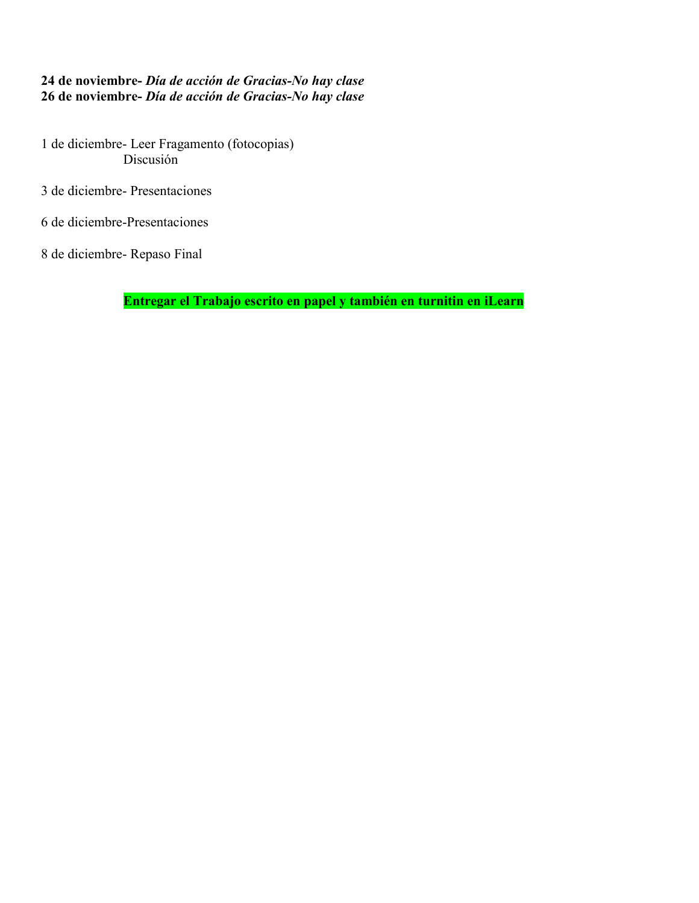**24 de noviembre-** ***Día de acción de Gracias-No hay clase***
**26 de noviembre-** ***Día de acción de Gracias-No hay clase***

1 de diciembre- Leer Fragamento (fotocopias)
Discusión

3 de diciembre- Presentaciones

6 de diciembre-Presentaciones

8 de diciembre- Repaso Final

**Entregar el Trabajo escrito en papel y también en turnitin en iLearn**